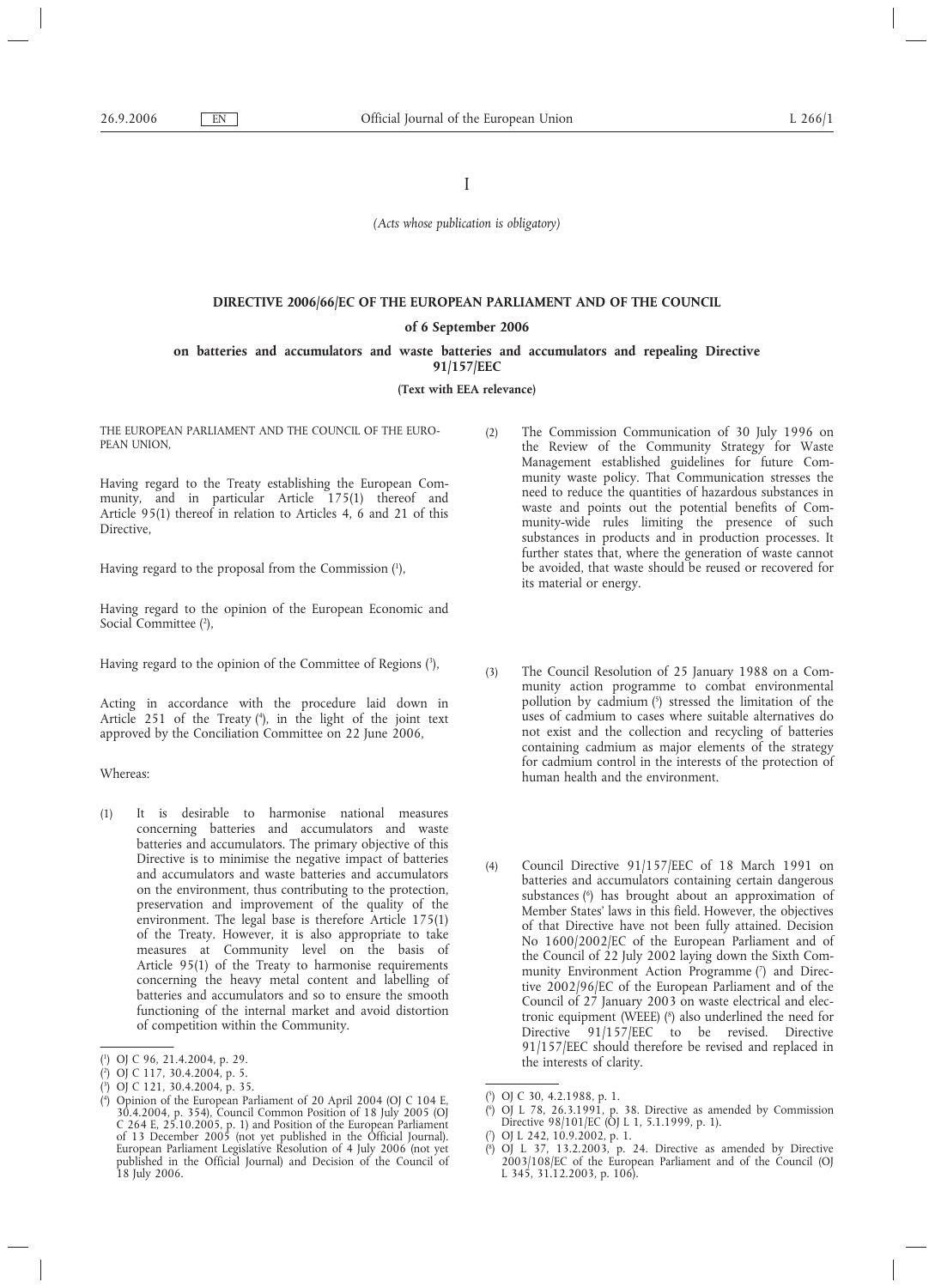I

*(Acts whose publication is obligatory)*

**DIRECTIVE 2006/66/EC OF THE EUROPEAN PARLIAMENT AND OF THE COUNCIL**

**of 6 September 2006**

**on batteries and accumulators and waste batteries and accumulators and repealing Directive 91/157/EEC**

**(Text with EEA relevance)**

THE EUROPEAN PARLIAMENT AND THE COUNCIL OF THE EUROPEAN UNION,

Having regard to the Treaty establishing the European Community, and in particular Article 175(1) thereof and Article 95(1) thereof in relation to Articles 4, 6 and 21 of this Directive,

Having regard to the proposal from the Commission [1],

Having regard to the opinion of the European Economic and Social Committee [2],

Having regard to the opinion of the Committee of Regions [3],

Acting in accordance with the procedure laid down in Article 251 of the Treaty [4], in the light of the joint text approved by the Conciliation Committee on 22 June 2006,

Whereas:

(1) It is desirable to harmonise national measures concerning batteries and accumulators and waste batteries and accumulators. The primary objective of this Directive is to minimise the negative impact of batteries and accumulators and waste batteries and accumulators on the environment, thus contributing to the protection, preservation and improvement of the quality of the environment. The legal base is therefore Article 175(1) of the Treaty. However, it is also appropriate to take measures at Community level on the basis of Article 95(1) of the Treaty to harmonise requirements concerning the heavy metal content and labelling of batteries and accumulators and so to ensure the smooth functioning of the internal market and avoid distortion of competition within the Community.

(2) The Commission Communication of 30 July 1996 on the Review of the Community Strategy for Waste Management established guidelines for future Community waste policy. That Communication stresses the need to reduce the quantities of hazardous substances in waste and points out the potential benefits of Community-wide rules limiting the presence of such substances in products and in production processes. It further states that, where the generation of waste cannot be avoided, that waste should be reused or recovered for its material or energy.

(3) The Council Resolution of 25 January 1988 on a Community action programme to combat environmental pollution by cadmium [5] stressed the limitation of the uses of cadmium to cases where suitable alternatives do not exist and the collection and recycling of batteries containing cadmium as major elements of the strategy for cadmium control in the interests of the protection of human health and the environment.

(4) Council Directive 91/157/EEC of 18 March 1991 on batteries and accumulators containing certain dangerous substances [6] has brought about an approximation of Member States' laws in this field. However, the objectives of that Directive have not been fully attained. Decision No 1600/2002/EC of the European Parliament and of the Council of 22 July 2002 laying down the Sixth Community Environment Action Programme [7] and Directive 2002/96/EC of the European Parliament and of the Council of 27 January 2003 on waste electrical and electronic equipment (WEEE) [8] also underlined the need for Directive 91/157/EEC to be revised. Directive 91/157/EEC should therefore be revised and replaced in the interests of clarity.

---

[1] OJ C 96, 21.4.2004, p. 29.

[2] OJ C 117, 30.4.2004, p. 5.

[3] OJ C 121, 30.4.2004, p. 35.

[4] Opinion of the European Parliament of 20 April 2004 (OJ C 104 E, 30.4.2004, p. 354), Council Common Position of 18 July 2005 (OJ C 264 E, 25.10.2005, p. 1) and Position of the European Parliament of 13 December 2005 (not yet published in the Official Journal). European Parliament Legislative Resolution of 4 July 2006 (not yet published in the Official Journal) and Decision of the Council of 18 July 2006.

[5] OJ C 30, 4.2.1988, p. 1.

[6] OJ L 78, 26.3.1991, p. 38. Directive as amended by Commission Directive 98/101/EC (OJ L 1, 5.1.1999, p. 1).

[7] OJ L 242, 10.9.2002, p. 1.

[8] OJ L 37, 13.2.2003, p. 24. Directive as amended by Directive 2003/108/EC of the European Parliament and of the Council (OJ L 345, 31.12.2003, p. 106).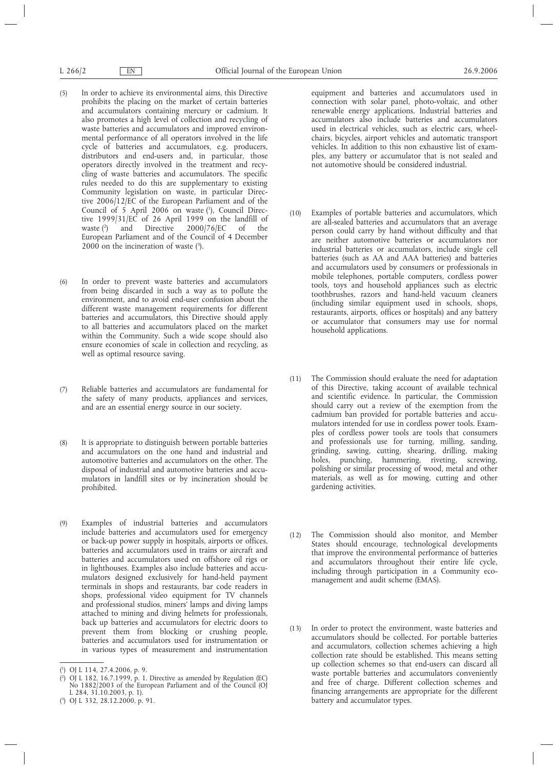(5) In order to achieve its environmental aims, this Directive prohibits the placing on the market of certain batteries and accumulators containing mercury or cadmium. It also promotes a high level of collection and recycling of waste batteries and accumulators and improved environmental performance of all operators involved in the life cycle of batteries and accumulators, e.g. producers, distributors and end-users and, in particular, those operators directly involved in the treatment and recycling of waste batteries and accumulators. The specific rules needed to do this are supplementary to existing Community legislation on waste, in particular Directive 2006/12/EC of the European Parliament and of the Council of 5 April 2006 on waste [1], Council Directive 1999/31/EC of 26 April 1999 on the landfill of waste [2] and Directive 2000/76/EC of the European Parliament and of the Council of 4 December 2000 on the incineration of waste [3].

(6) In order to prevent waste batteries and accumulators from being discarded in such a way as to pollute the environment, and to avoid end-user confusion about the different waste management requirements for different batteries and accumulators, this Directive should apply to all batteries and accumulators placed on the market within the Community. Such a wide scope should also ensure economies of scale in collection and recycling, as well as optimal resource saving.

(7) Reliable batteries and accumulators are fundamental for the safety of many products, appliances and services, and are an essential energy source in our society.

(8) It is appropriate to distinguish between portable batteries and accumulators on the one hand and industrial and automotive batteries and accumulators on the other. The disposal of industrial and automotive batteries and accumulators in landfill sites or by incineration should be prohibited.

(9) Examples of industrial batteries and accumulators include batteries and accumulators used for emergency or back-up power supply in hospitals, airports or offices, batteries and accumulators used in trains or aircraft and batteries and accumulators used on offshore oil rigs or in lighthouses. Examples also include batteries and accumulators designed exclusively for hand-held payment terminals in shops and restaurants, bar code readers in shops, professional video equipment for TV channels and professional studios, miners' lamps and diving lamps attached to mining and diving helmets for professionals, back up batteries and accumulators for electric doors to prevent them from blocking or crushing people, batteries and accumulators used for instrumentation or in various types of measurement and instrumentation equipment and batteries and accumulators used in connection with solar panel, photo-voltaic, and other renewable energy applications. Industrial batteries and accumulators also include batteries and accumulators used in electrical vehicles, such as electric cars, wheelchairs, bicycles, airport vehicles and automatic transport vehicles. In addition to this non exhaustive list of examples, any battery or accumulator that is not sealed and not automotive should be considered industrial.

(10) Examples of portable batteries and accumulators, which are all-sealed batteries and accumulators that an average person could carry by hand without difficulty and that are neither automotive batteries or accumulators nor industrial batteries or accumulators, include single cell batteries (such as AA and AAA batteries) and batteries and accumulators used by consumers or professionals in mobile telephones, portable computers, cordless power tools, toys and household appliances such as electric toothbrushes, razors and hand-held vacuum cleaners (including similar equipment used in schools, shops, restaurants, airports, offices or hospitals) and any battery or accumulator that consumers may use for normal household applications.

(11) The Commission should evaluate the need for adaptation of this Directive, taking account of available technical and scientific evidence. In particular, the Commission should carry out a review of the exemption from the cadmium ban provided for portable batteries and accumulators intended for use in cordless power tools. Examples of cordless power tools are tools that consumers and professionals use for turning, milling, sanding, grinding, sawing, cutting, shearing, drilling, making holes, punching, hammering, riveting, screwing, polishing or similar processing of wood, metal and other materials, as well as for mowing, cutting and other gardening activities.

(12) The Commission should also monitor, and Member States should encourage, technological developments that improve the environmental performance of batteries and accumulators throughout their entire life cycle, including through participation in a Community eco-management and audit scheme (EMAS).

(13) In order to protect the environment, waste batteries and accumulators should be collected. For portable batteries and accumulators, collection schemes achieving a high collection rate should be established. This means setting up collection schemes so that end-users can discard all waste portable batteries and accumulators conveniently and free of charge. Different collection schemes and financing arrangements are appropriate for the different battery and accumulator types.

---

[1] OJ L 114, 27.4.2006, p. 9.

[2] OJ L 182, 16.7.1999, p. 1. Directive as amended by Regulation (EC) No 1882/2003 of the European Parliament and of the Council (OJ L 284, 31.10.2003, p. 1).

[3] OJ L 332, 28.12.2000, p. 91.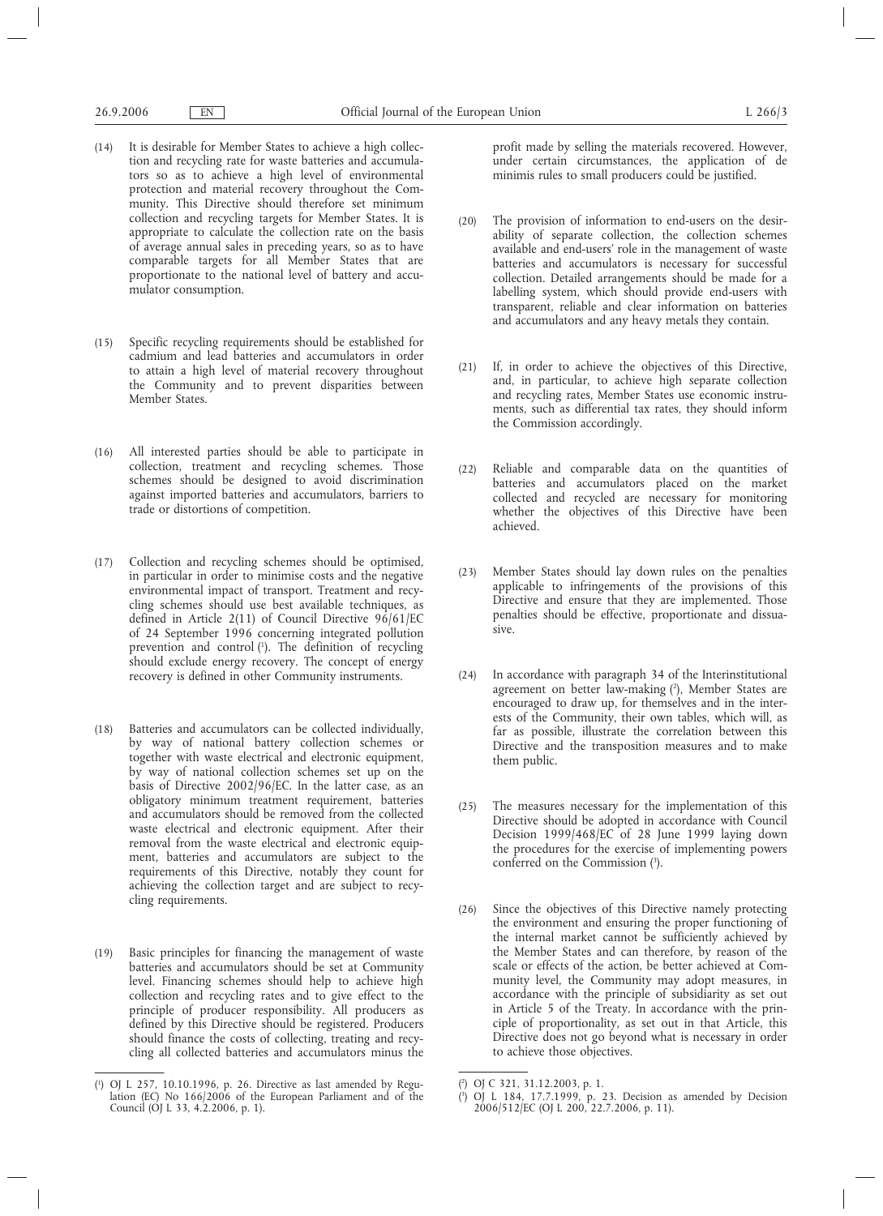(14) It is desirable for Member States to achieve a high collection and recycling rate for waste batteries and accumulators so as to achieve a high level of environmental protection and material recovery throughout the Community. This Directive should therefore set minimum collection and recycling targets for Member States. It is appropriate to calculate the collection rate on the basis of average annual sales in preceding years, so as to have comparable targets for all Member States that are proportionate to the national level of battery and accumulator consumption.

(15) Specific recycling requirements should be established for cadmium and lead batteries and accumulators in order to attain a high level of material recovery throughout the Community and to prevent disparities between Member States.

(16) All interested parties should be able to participate in collection, treatment and recycling schemes. Those schemes should be designed to avoid discrimination against imported batteries and accumulators, barriers to trade or distortions of competition.

(17) Collection and recycling schemes should be optimised, in particular in order to minimise costs and the negative environmental impact of transport. Treatment and recycling schemes should use best available techniques, as defined in Article 2(11) of Council Directive 96/61/EC of 24 September 1996 concerning integrated pollution prevention and control [1]. The definition of recycling should exclude energy recovery. The concept of energy recovery is defined in other Community instruments.

(18) Batteries and accumulators can be collected individually, by way of national battery collection schemes or together with waste electrical and electronic equipment, by way of national collection schemes set up on the basis of Directive 2002/96/EC. In the latter case, as an obligatory minimum treatment requirement, batteries and accumulators should be removed from the collected waste electrical and electronic equipment. After their removal from the waste electrical and electronic equipment, batteries and accumulators are subject to the requirements of this Directive, notably they count for achieving the collection target and are subject to recycling requirements.

(19) Basic principles for financing the management of waste batteries and accumulators should be set at Community level. Financing schemes should help to achieve high collection and recycling rates and to give effect to the principle of producer responsibility. All producers as defined by this Directive should be registered. Producers should finance the costs of collecting, treating and recycling all collected batteries and accumulators minus the profit made by selling the materials recovered. However, under certain circumstances, the application of de minimis rules to small producers could be justified.

(20) The provision of information to end-users on the desirability of separate collection, the collection schemes available and end-users' role in the management of waste batteries and accumulators is necessary for successful collection. Detailed arrangements should be made for a labelling system, which should provide end-users with transparent, reliable and clear information on batteries and accumulators and any heavy metals they contain.

(21) If, in order to achieve the objectives of this Directive, and, in particular, to achieve high separate collection and recycling rates, Member States use economic instruments, such as differential tax rates, they should inform the Commission accordingly.

(22) Reliable and comparable data on the quantities of batteries and accumulators placed on the market collected and recycled are necessary for monitoring whether the objectives of this Directive have been achieved.

(23) Member States should lay down rules on the penalties applicable to infringements of the provisions of this Directive and ensure that they are implemented. Those penalties should be effective, proportionate and dissuasive.

(24) In accordance with paragraph 34 of the Interinstitutional agreement on better law-making [2], Member States are encouraged to draw up, for themselves and in the interests of the Community, their own tables, which will, as far as possible, illustrate the correlation between this Directive and the transposition measures and to make them public.

(25) The measures necessary for the implementation of this Directive should be adopted in accordance with Council Decision 1999/468/EC of 28 June 1999 laying down the procedures for the exercise of implementing powers conferred on the Commission [3].

(26) Since the objectives of this Directive namely protecting the environment and ensuring the proper functioning of the internal market cannot be sufficiently achieved by the Member States and can therefore, by reason of the scale or effects of the action, be better achieved at Community level, the Community may adopt measures, in accordance with the principle of subsidiarity as set out in Article 5 of the Treaty. In accordance with the principle of proportionality, as set out in that Article, this Directive does not go beyond what is necessary in order to achieve those objectives.

---

[1] OJ L 257, 10.10.1996, p. 26. Directive as last amended by Regulation (EC) No 166/2006 of the European Parliament and of the Council (OJ L 33, 4.2.2006, p. 1).

[2] OJ C 321, 31.12.2003, p. 1.

[3] OJ L 184, 17.7.1999, p. 23. Decision as amended by Decision 2006/512/EC (OJ L 200, 22.7.2006, p. 11).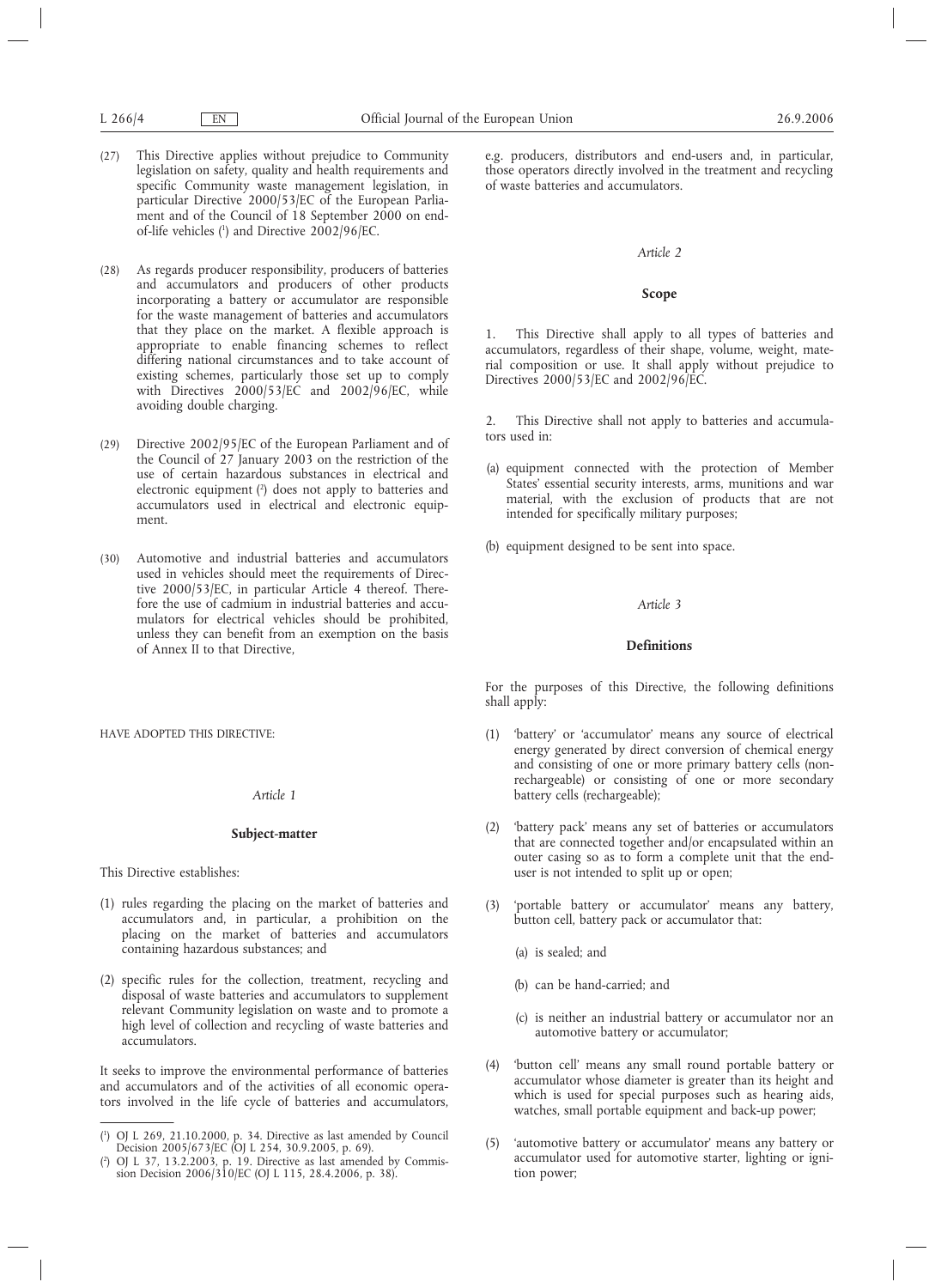(27) This Directive applies without prejudice to Community legislation on safety, quality and health requirements and specific Community waste management legislation, in particular Directive 2000/53/EC of the European Parliament and of the Council of 18 September 2000 on end-of-life vehicles [1] and Directive 2002/96/EC.

(28) As regards producer responsibility, producers of batteries and accumulators and producers of other products incorporating a battery or accumulator are responsible for the waste management of batteries and accumulators that they place on the market. A flexible approach is appropriate to enable financing schemes to reflect differing national circumstances and to take account of existing schemes, particularly those set up to comply with Directives 2000/53/EC and 2002/96/EC, while avoiding double charging.

(29) Directive 2002/95/EC of the European Parliament and of the Council of 27 January 2003 on the restriction of the use of certain hazardous substances in electrical and electronic equipment [2] does not apply to batteries and accumulators used in electrical and electronic equipment.

(30) Automotive and industrial batteries and accumulators used in vehicles should meet the requirements of Directive 2000/53/EC, in particular Article 4 thereof. Therefore the use of cadmium in industrial batteries and accumulators for electrical vehicles should be prohibited, unless they can benefit from an exemption on the basis of Annex II to that Directive,

HAVE ADOPTED THIS DIRECTIVE:

*Article 1*

**Subject-matter**

This Directive establishes:

(1) rules regarding the placing on the market of batteries and accumulators and, in particular, a prohibition on the placing on the market of batteries and accumulators containing hazardous substances; and

(2) specific rules for the collection, treatment, recycling and disposal of waste batteries and accumulators to supplement relevant Community legislation on waste and to promote a high level of collection and recycling of waste batteries and accumulators.

It seeks to improve the environmental performance of batteries and accumulators and of the activities of all economic operators involved in the life cycle of batteries and accumulators, e.g. producers, distributors and end-users and, in particular, those operators directly involved in the treatment and recycling of waste batteries and accumulators.

*Article 2*

**Scope**

1. This Directive shall apply to all types of batteries and accumulators, regardless of their shape, volume, weight, material composition or use. It shall apply without prejudice to Directives 2000/53/EC and 2002/96/EC.

2. This Directive shall not apply to batteries and accumulators used in:

(a) equipment connected with the protection of Member States' essential security interests, arms, munitions and war material, with the exclusion of products that are not intended for specifically military purposes;

(b) equipment designed to be sent into space.

*Article 3*

**Definitions**

For the purposes of this Directive, the following definitions shall apply:

(1) 'battery' or 'accumulator' means any source of electrical energy generated by direct conversion of chemical energy and consisting of one or more primary battery cells (non-rechargeable) or consisting of one or more secondary battery cells (rechargeable);

(2) 'battery pack' means any set of batteries or accumulators that are connected together and/or encapsulated within an outer casing so as to form a complete unit that the end-user is not intended to split up or open;

(3) 'portable battery or accumulator' means any battery, button cell, battery pack or accumulator that:

   (a) is sealed; and

   (b) can be hand-carried; and

   (c) is neither an industrial battery or accumulator nor an automotive battery or accumulator;

(4) 'button cell' means any small round portable battery or accumulator whose diameter is greater than its height and which is used for special purposes such as hearing aids, watches, small portable equipment and back-up power;

(5) 'automotive battery or accumulator' means any battery or accumulator used for automotive starter, lighting or ignition power;

---

[1] OJ L 269, 21.10.2000, p. 34. Directive as last amended by Council Decision 2005/673/EC (OJ L 254, 30.9.2005, p. 69).

[2] OJ L 37, 13.2.2003, p. 19. Directive as last amended by Commission Decision 2006/310/EC (OJ L 115, 28.4.2006, p. 38).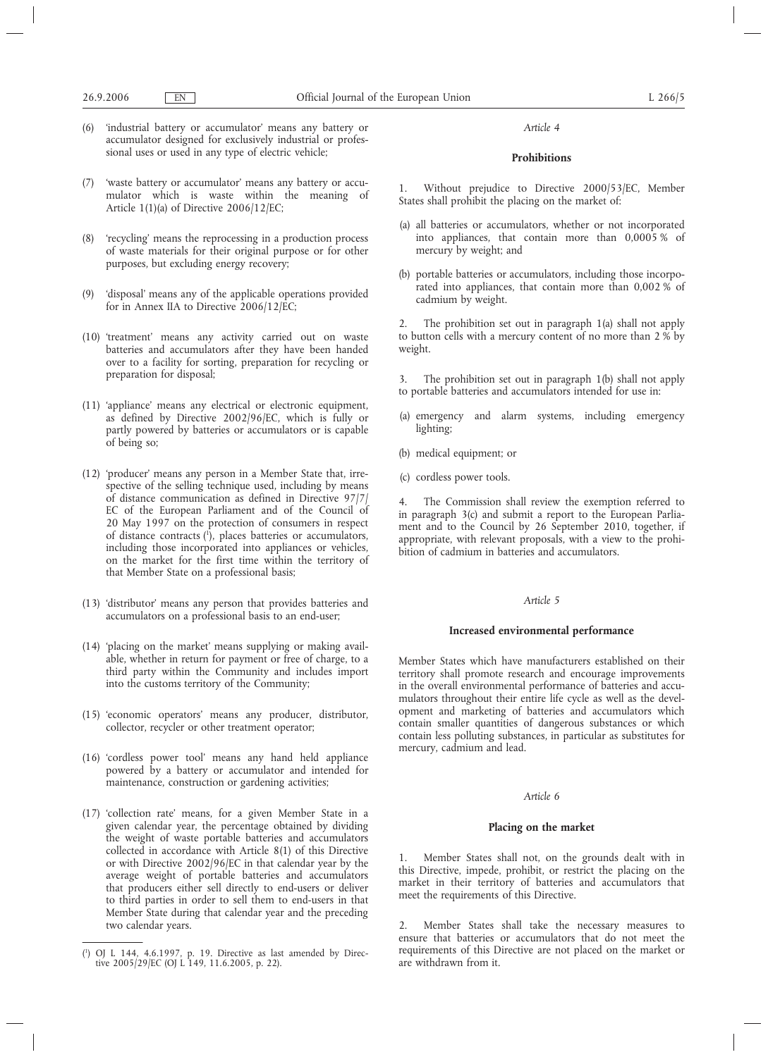(6) 'industrial battery or accumulator' means any battery or accumulator designed for exclusively industrial or professional uses or used in any type of electric vehicle;

(7) 'waste battery or accumulator' means any battery or accumulator which is waste within the meaning of Article 1(1)(a) of Directive 2006/12/EC;

(8) 'recycling' means the reprocessing in a production process of waste materials for their original purpose or for other purposes, but excluding energy recovery;

(9) 'disposal' means any of the applicable operations provided for in Annex IIA to Directive 2006/12/EC;

(10) 'treatment' means any activity carried out on waste batteries and accumulators after they have been handed over to a facility for sorting, preparation for recycling or preparation for disposal;

(11) 'appliance' means any electrical or electronic equipment, as defined by Directive 2002/96/EC, which is fully or partly powered by batteries or accumulators or is capable of being so;

(12) 'producer' means any person in a Member State that, irrespective of the selling technique used, including by means of distance communication as defined in Directive 97/7/EC of the European Parliament and of the Council of 20 May 1997 on the protection of consumers in respect of distance contracts [1], places batteries or accumulators, including those incorporated into appliances or vehicles, on the market for the first time within the territory of that Member State on a professional basis;

(13) 'distributor' means any person that provides batteries and accumulators on a professional basis to an end-user;

(14) 'placing on the market' means supplying or making available, whether in return for payment or free of charge, to a third party within the Community and includes import into the customs territory of the Community;

(15) 'economic operators' means any producer, distributor, collector, recycler or other treatment operator;

(16) 'cordless power tool' means any hand held appliance powered by a battery or accumulator and intended for maintenance, construction or gardening activities;

(17) 'collection rate' means, for a given Member State in a given calendar year, the percentage obtained by dividing the weight of waste portable batteries and accumulators collected in accordance with Article 8(1) of this Directive or with Directive 2002/96/EC in that calendar year by the average weight of portable batteries and accumulators that producers either sell directly to end-users or deliver to third parties in order to sell them to end-users in that Member State during that calendar year and the preceding two calendar years.

[1] OJ L 144, 4.6.1997, p. 19. Directive as last amended by Directive 2005/29/EC (OJ L 149, 11.6.2005, p. 22).

*Article 4*

**Prohibitions**

1. Without prejudice to Directive 2000/53/EC, Member States shall prohibit the placing on the market of:

(a) all batteries or accumulators, whether or not incorporated into appliances, that contain more than 0,0005 % of mercury by weight; and

(b) portable batteries or accumulators, including those incorporated into appliances, that contain more than 0,002 % of cadmium by weight.

2. The prohibition set out in paragraph 1(a) shall not apply to button cells with a mercury content of no more than 2 % by weight.

3. The prohibition set out in paragraph 1(b) shall not apply to portable batteries and accumulators intended for use in:

(a) emergency and alarm systems, including emergency lighting;

(b) medical equipment; or

(c) cordless power tools.

4. The Commission shall review the exemption referred to in paragraph 3(c) and submit a report to the European Parliament and to the Council by 26 September 2010, together, if appropriate, with relevant proposals, with a view to the prohibition of cadmium in batteries and accumulators.

*Article 5*

**Increased environmental performance**

Member States which have manufacturers established on their territory shall promote research and encourage improvements in the overall environmental performance of batteries and accumulators throughout their entire life cycle as well as the development and marketing of batteries and accumulators which contain smaller quantities of dangerous substances or which contain less polluting substances, in particular as substitutes for mercury, cadmium and lead.

*Article 6*

**Placing on the market**

1. Member States shall not, on the grounds dealt with in this Directive, impede, prohibit, or restrict the placing on the market in their territory of batteries and accumulators that meet the requirements of this Directive.

2. Member States shall take the necessary measures to ensure that batteries or accumulators that do not meet the requirements of this Directive are not placed on the market or are withdrawn from it.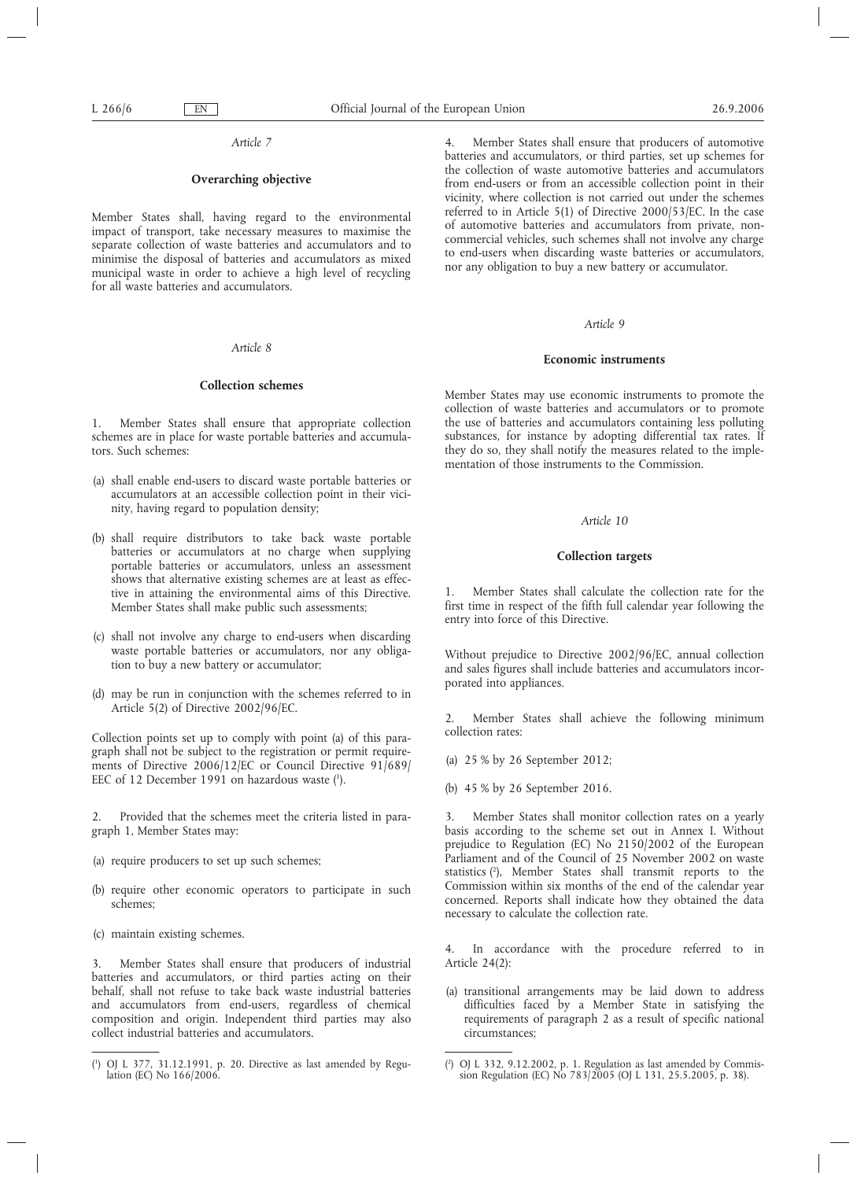*Article 7*

**Overarching objective**

Member States shall, having regard to the environmental impact of transport, take necessary measures to maximise the separate collection of waste batteries and accumulators and to minimise the disposal of batteries and accumulators as mixed municipal waste in order to achieve a high level of recycling for all waste batteries and accumulators.

*Article 8*

**Collection schemes**

1. Member States shall ensure that appropriate collection schemes are in place for waste portable batteries and accumulators. Such schemes:

(a) shall enable end-users to discard waste portable batteries or accumulators at an accessible collection point in their vicinity, having regard to population density;

(b) shall require distributors to take back waste portable batteries or accumulators at no charge when supplying portable batteries or accumulators, unless an assessment shows that alternative existing schemes are at least as effective in attaining the environmental aims of this Directive. Member States shall make public such assessments;

(c) shall not involve any charge to end-users when discarding waste portable batteries or accumulators, nor any obligation to buy a new battery or accumulator;

(d) may be run in conjunction with the schemes referred to in Article 5(2) of Directive 2002/96/EC.

Collection points set up to comply with point (a) of this paragraph shall not be subject to the registration or permit requirements of Directive 2006/12/EC or Council Directive 91/689/EEC of 12 December 1991 on hazardous waste [1].

2. Provided that the schemes meet the criteria listed in paragraph 1, Member States may:

(a) require producers to set up such schemes;

(b) require other economic operators to participate in such schemes;

(c) maintain existing schemes.

3. Member States shall ensure that producers of industrial batteries and accumulators, or third parties acting on their behalf, shall not refuse to take back waste industrial batteries and accumulators from end-users, regardless of chemical composition and origin. Independent third parties may also collect industrial batteries and accumulators.

4. Member States shall ensure that producers of automotive batteries and accumulators, or third parties, set up schemes for the collection of waste automotive batteries and accumulators from end-users or from an accessible collection point in their vicinity, where collection is not carried out under the schemes referred to in Article 5(1) of Directive 2000/53/EC. In the case of automotive batteries and accumulators from private, non-commercial vehicles, such schemes shall not involve any charge to end-users when discarding waste batteries or accumulators, nor any obligation to buy a new battery or accumulator.

*Article 9*

**Economic instruments**

Member States may use economic instruments to promote the collection of waste batteries and accumulators or to promote the use of batteries and accumulators containing less polluting substances, for instance by adopting differential tax rates. If they do so, they shall notify the measures related to the implementation of those instruments to the Commission.

*Article 10*

**Collection targets**

1. Member States shall calculate the collection rate for the first time in respect of the fifth full calendar year following the entry into force of this Directive.

Without prejudice to Directive 2002/96/EC, annual collection and sales figures shall include batteries and accumulators incorporated into appliances.

2. Member States shall achieve the following minimum collection rates:

(a) 25 % by 26 September 2012;

(b) 45 % by 26 September 2016.

3. Member States shall monitor collection rates on a yearly basis according to the scheme set out in Annex I. Without prejudice to Regulation (EC) No 2150/2002 of the European Parliament and of the Council of 25 November 2002 on waste statistics [2], Member States shall transmit reports to the Commission within six months of the end of the calendar year concerned. Reports shall indicate how they obtained the data necessary to calculate the collection rate.

4. In accordance with the procedure referred to in Article 24(2):

(a) transitional arrangements may be laid down to address difficulties faced by a Member State in satisfying the requirements of paragraph 2 as a result of specific national circumstances;

---

[1] OJ L 377, 31.12.1991, p. 20. Directive as last amended by Regulation (EC) No 166/2006.

[2] OJ L 332, 9.12.2002, p. 1. Regulation as last amended by Commission Regulation (EC) No 783/2005 (OJ L 131, 25.5.2005, p. 38).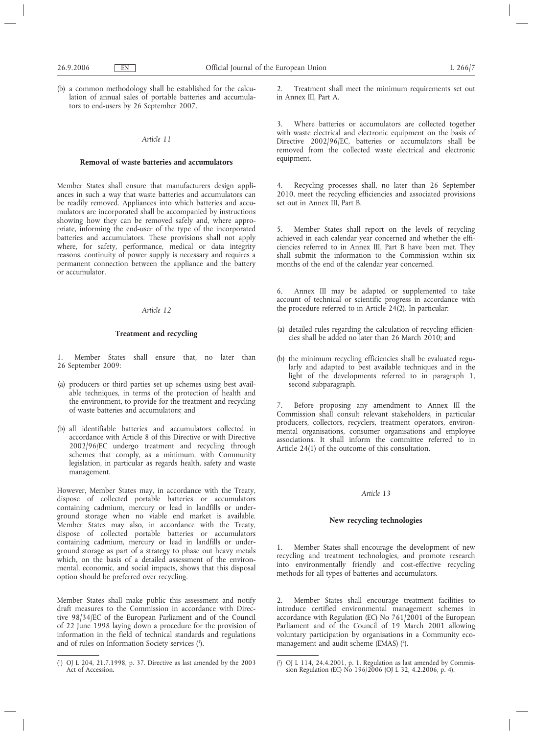(b) a common methodology shall be established for the calculation of annual sales of portable batteries and accumulators to end-users by 26 September 2007.

*Article 11*

**Removal of waste batteries and accumulators**

Member States shall ensure that manufacturers design appliances in such a way that waste batteries and accumulators can be readily removed. Appliances into which batteries and accumulators are incorporated shall be accompanied by instructions showing how they can be removed safely and, where appropriate, informing the end-user of the type of the incorporated batteries and accumulators. These provisions shall not apply where, for safety, performance, medical or data integrity reasons, continuity of power supply is necessary and requires a permanent connection between the appliance and the battery or accumulator.

*Article 12*

**Treatment and recycling**

1. Member States shall ensure that, no later than 26 September 2009:

(a) producers or third parties set up schemes using best available techniques, in terms of the protection of health and the environment, to provide for the treatment and recycling of waste batteries and accumulators; and

(b) all identifiable batteries and accumulators collected in accordance with Article 8 of this Directive or with Directive 2002/96/EC undergo treatment and recycling through schemes that comply, as a minimum, with Community legislation, in particular as regards health, safety and waste management.

However, Member States may, in accordance with the Treaty, dispose of collected portable batteries or accumulators containing cadmium, mercury or lead in landfills or underground storage when no viable end market is available. Member States may also, in accordance with the Treaty, dispose of collected portable batteries or accumulators containing cadmium, mercury or lead in landfills or underground storage as part of a strategy to phase out heavy metals which, on the basis of a detailed assessment of the environmental, economic, and social impacts, shows that this disposal option should be preferred over recycling.

Member States shall make public this assessment and notify draft measures to the Commission in accordance with Directive 98/34/EC of the European Parliament and of the Council of 22 June 1998 laying down a procedure for the provision of information in the field of technical standards and regulations and of rules on Information Society services [1].

2. Treatment shall meet the minimum requirements set out in Annex III, Part A.

3. Where batteries or accumulators are collected together with waste electrical and electronic equipment on the basis of Directive 2002/96/EC, batteries or accumulators shall be removed from the collected waste electrical and electronic equipment.

4. Recycling processes shall, no later than 26 September 2010, meet the recycling efficiencies and associated provisions set out in Annex III, Part B.

5. Member States shall report on the levels of recycling achieved in each calendar year concerned and whether the efficiencies referred to in Annex III, Part B have been met. They shall submit the information to the Commission within six months of the end of the calendar year concerned.

6. Annex III may be adapted or supplemented to take account of technical or scientific progress in accordance with the procedure referred to in Article 24(2). In particular:

(a) detailed rules regarding the calculation of recycling efficiencies shall be added no later than 26 March 2010; and

(b) the minimum recycling efficiencies shall be evaluated regularly and adapted to best available techniques and in the light of the developments referred to in paragraph 1, second subparagraph.

7. Before proposing any amendment to Annex III the Commission shall consult relevant stakeholders, in particular producers, collectors, recyclers, treatment operators, environmental organisations, consumer organisations and employee associations. It shall inform the committee referred to in Article 24(1) of the outcome of this consultation.

*Article 13*

**New recycling technologies**

1. Member States shall encourage the development of new recycling and treatment technologies, and promote research into environmentally friendly and cost-effective recycling methods for all types of batteries and accumulators.

2. Member States shall encourage treatment facilities to introduce certified environmental management schemes in accordance with Regulation (EC) No 761/2001 of the European Parliament and of the Council of 19 March 2001 allowing voluntary participation by organisations in a Community eco-management and audit scheme (EMAS) [2].

---

[1] OJ L 204, 21.7.1998, p. 37. Directive as last amended by the 2003 Act of Accession.

[2] OJ L 114, 24.4.2001, p. 1. Regulation as last amended by Commission Regulation (EC) No 196/2006 (OJ L 32, 4.2.2006, p. 4).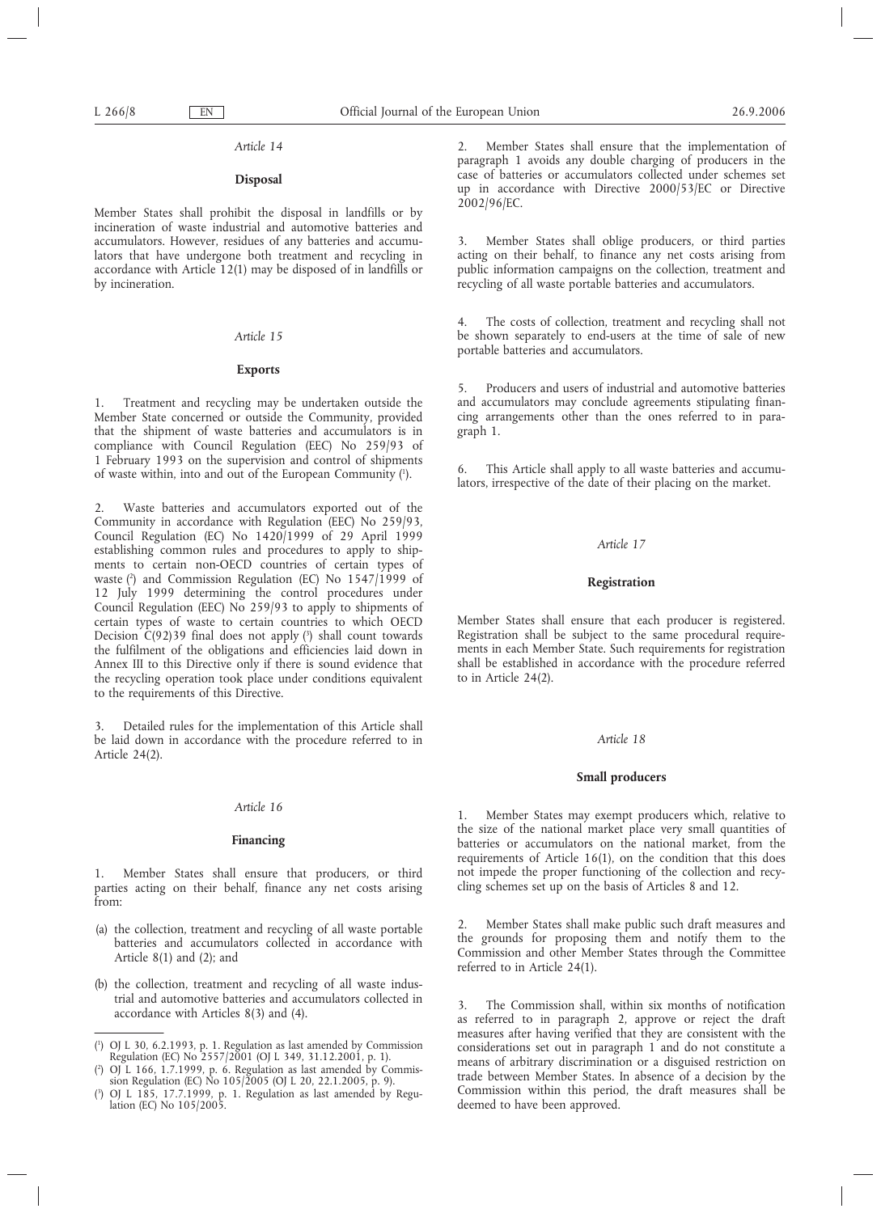*Article 14*

**Disposal**

Member States shall prohibit the disposal in landfills or by incineration of waste industrial and automotive batteries and accumulators. However, residues of any batteries and accumulators that have undergone both treatment and recycling in accordance with Article 12(1) may be disposed of in landfills or by incineration.

*Article 15*

**Exports**

1. Treatment and recycling may be undertaken outside the Member State concerned or outside the Community, provided that the shipment of waste batteries and accumulators is in compliance with Council Regulation (EEC) No 259/93 of 1 February 1993 on the supervision and control of shipments of waste within, into and out of the European Community [1].

2. Waste batteries and accumulators exported out of the Community in accordance with Regulation (EEC) No 259/93, Council Regulation (EC) No 1420/1999 of 29 April 1999 establishing common rules and procedures to apply to shipments to certain non-OECD countries of certain types of waste [2] and Commission Regulation (EC) No 1547/1999 of 12 July 1999 determining the control procedures under Council Regulation (EEC) No 259/93 to apply to shipments of certain types of waste to certain countries to which OECD Decision C(92)39 final does not apply [3] shall count towards the fulfilment of the obligations and efficiencies laid down in Annex III to this Directive only if there is sound evidence that the recycling operation took place under conditions equivalent to the requirements of this Directive.

3. Detailed rules for the implementation of this Article shall be laid down in accordance with the procedure referred to in Article 24(2).

*Article 16*

**Financing**

1. Member States shall ensure that producers, or third parties acting on their behalf, finance any net costs arising from:

(a) the collection, treatment and recycling of all waste portable batteries and accumulators collected in accordance with Article 8(1) and (2); and

(b) the collection, treatment and recycling of all waste industrial and automotive batteries and accumulators collected in accordance with Articles 8(3) and (4).

2. Member States shall ensure that the implementation of paragraph 1 avoids any double charging of producers in the case of batteries or accumulators collected under schemes set up in accordance with Directive 2000/53/EC or Directive 2002/96/EC.

3. Member States shall oblige producers, or third parties acting on their behalf, to finance any net costs arising from public information campaigns on the collection, treatment and recycling of all waste portable batteries and accumulators.

4. The costs of collection, treatment and recycling shall not be shown separately to end-users at the time of sale of new portable batteries and accumulators.

5. Producers and users of industrial and automotive batteries and accumulators may conclude agreements stipulating financing arrangements other than the ones referred to in paragraph 1.

6. This Article shall apply to all waste batteries and accumulators, irrespective of the date of their placing on the market.

*Article 17*

**Registration**

Member States shall ensure that each producer is registered. Registration shall be subject to the same procedural requirements in each Member State. Such requirements for registration shall be established in accordance with the procedure referred to in Article 24(2).

*Article 18*

**Small producers**

1. Member States may exempt producers which, relative to the size of the national market place very small quantities of batteries or accumulators on the national market, from the requirements of Article 16(1), on the condition that this does not impede the proper functioning of the collection and recycling schemes set up on the basis of Articles 8 and 12.

2. Member States shall make public such draft measures and the grounds for proposing them and notify them to the Commission and other Member States through the Committee referred to in Article 24(1).

3. The Commission shall, within six months of notification as referred to in paragraph 2, approve or reject the draft measures after having verified that they are consistent with the considerations set out in paragraph 1 and do not constitute a means of arbitrary discrimination or a disguised restriction on trade between Member States. In absence of a decision by the Commission within this period, the draft measures shall be deemed to have been approved.

---

[1] OJ L 30, 6.2.1993, p. 1. Regulation as last amended by Commission Regulation (EC) No 2557/2001 (OJ L 349, 31.12.2001, p. 1).

[2] OJ L 166, 1.7.1999, p. 6. Regulation as last amended by Commission Regulation (EC) No 105/2005 (OJ L 20, 22.1.2005, p. 9).

[3] OJ L 185, 17.7.1999, p. 1. Regulation as last amended by Regulation (EC) No 105/2005.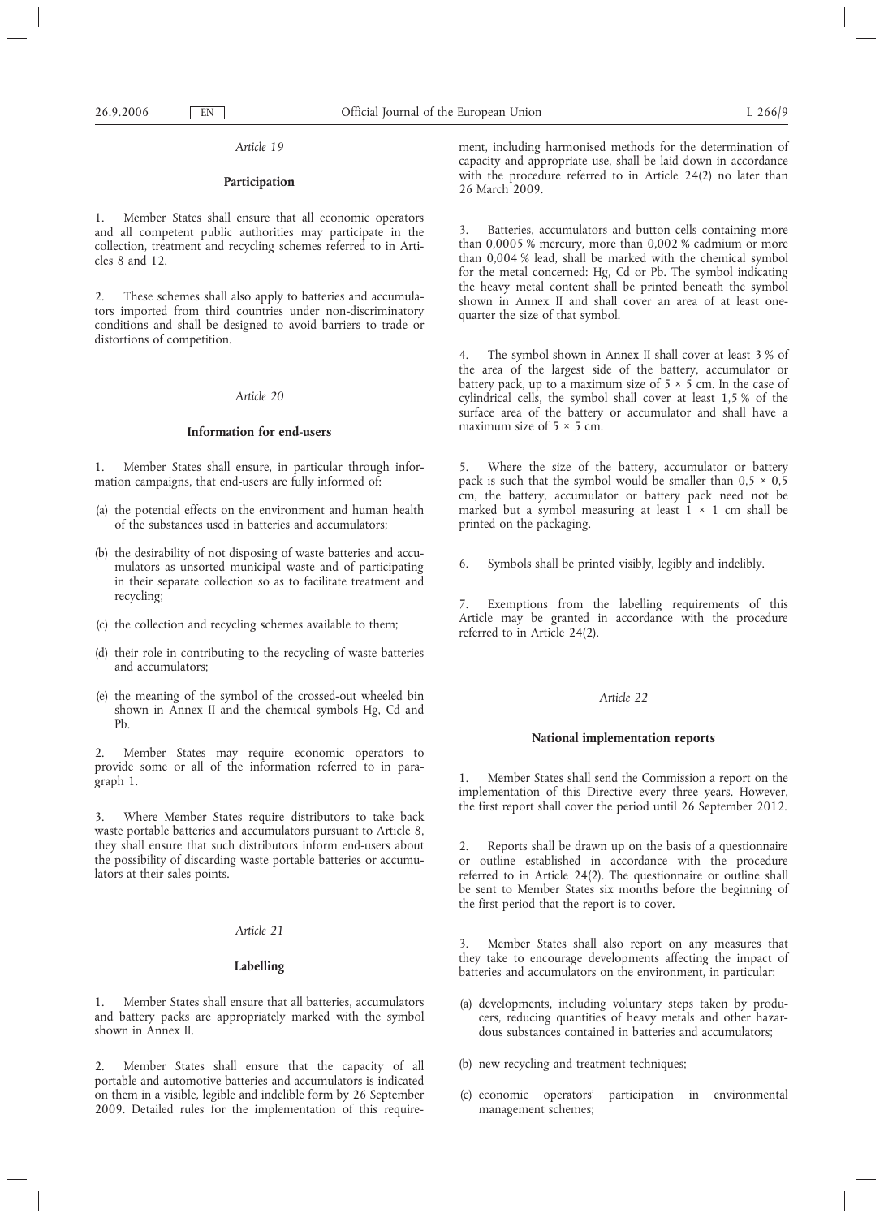*Article 19*

**Participation**

1. Member States shall ensure that all economic operators and all competent public authorities may participate in the collection, treatment and recycling schemes referred to in Articles 8 and 12.

2. These schemes shall also apply to batteries and accumulators imported from third countries under non-discriminatory conditions and shall be designed to avoid barriers to trade or distortions of competition.

*Article 20*

**Information for end-users**

1. Member States shall ensure, in particular through information campaigns, that end-users are fully informed of:

(a) the potential effects on the environment and human health of the substances used in batteries and accumulators;

(b) the desirability of not disposing of waste batteries and accumulators as unsorted municipal waste and of participating in their separate collection so as to facilitate treatment and recycling;

(c) the collection and recycling schemes available to them;

(d) their role in contributing to the recycling of waste batteries and accumulators;

(e) the meaning of the symbol of the crossed-out wheeled bin shown in Annex II and the chemical symbols Hg, Cd and Pb.

2. Member States may require economic operators to provide some or all of the information referred to in paragraph 1.

3. Where Member States require distributors to take back waste portable batteries and accumulators pursuant to Article 8, they shall ensure that such distributors inform end-users about the possibility of discarding waste portable batteries or accumulators at their sales points.

*Article 21*

**Labelling**

1. Member States shall ensure that all batteries, accumulators and battery packs are appropriately marked with the symbol shown in Annex II.

2. Member States shall ensure that the capacity of all portable and automotive batteries and accumulators is indicated on them in a visible, legible and indelible form by 26 September 2009. Detailed rules for the implementation of this requirement, including harmonised methods for the determination of capacity and appropriate use, shall be laid down in accordance with the procedure referred to in Article 24(2) no later than 26 March 2009.

3. Batteries, accumulators and button cells containing more than 0,0005 % mercury, more than 0,002 % cadmium or more than 0,004 % lead, shall be marked with the chemical symbol for the metal concerned: Hg, Cd or Pb. The symbol indicating the heavy metal content shall be printed beneath the symbol shown in Annex II and shall cover an area of at least one-quarter the size of that symbol.

4. The symbol shown in Annex II shall cover at least 3 % of the area of the largest side of the battery, accumulator or battery pack, up to a maximum size of 5 × 5 cm. In the case of cylindrical cells, the symbol shall cover at least 1,5 % of the surface area of the battery or accumulator and shall have a maximum size of 5 × 5 cm.

5. Where the size of the battery, accumulator or battery pack is such that the symbol would be smaller than 0,5 × 0,5 cm, the battery, accumulator or battery pack need not be marked but a symbol measuring at least 1 × 1 cm shall be printed on the packaging.

6. Symbols shall be printed visibly, legibly and indelibly.

7. Exemptions from the labelling requirements of this Article may be granted in accordance with the procedure referred to in Article 24(2).

*Article 22*

**National implementation reports**

1. Member States shall send the Commission a report on the implementation of this Directive every three years. However, the first report shall cover the period until 26 September 2012.

2. Reports shall be drawn up on the basis of a questionnaire or outline established in accordance with the procedure referred to in Article 24(2). The questionnaire or outline shall be sent to Member States six months before the beginning of the first period that the report is to cover.

3. Member States shall also report on any measures that they take to encourage developments affecting the impact of batteries and accumulators on the environment, in particular:

(a) developments, including voluntary steps taken by producers, reducing quantities of heavy metals and other hazardous substances contained in batteries and accumulators;

(b) new recycling and treatment techniques;

(c) economic operators' participation in environmental management schemes;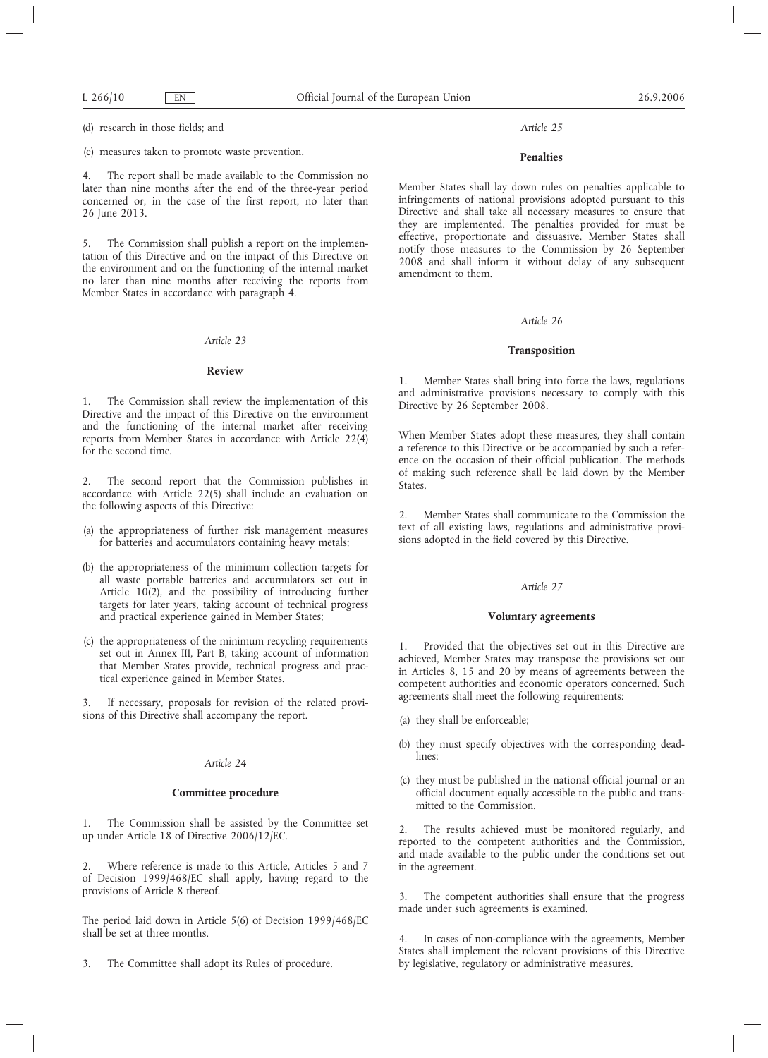(d) research in those fields; and

(e) measures taken to promote waste prevention.

4. The report shall be made available to the Commission no later than nine months after the end of the three-year period concerned or, in the case of the first report, no later than 26 June 2013.

5. The Commission shall publish a report on the implementation of this Directive and on the impact of this Directive on the environment and on the functioning of the internal market no later than nine months after receiving the reports from Member States in accordance with paragraph 4.

*Article 23*

**Review**

1. The Commission shall review the implementation of this Directive and the impact of this Directive on the environment and the functioning of the internal market after receiving reports from Member States in accordance with Article 22(4) for the second time.

2. The second report that the Commission publishes in accordance with Article 22(5) shall include an evaluation on the following aspects of this Directive:

(a) the appropriateness of further risk management measures for batteries and accumulators containing heavy metals;

(b) the appropriateness of the minimum collection targets for all waste portable batteries and accumulators set out in Article 10(2), and the possibility of introducing further targets for later years, taking account of technical progress and practical experience gained in Member States;

(c) the appropriateness of the minimum recycling requirements set out in Annex III, Part B, taking account of information that Member States provide, technical progress and practical experience gained in Member States.

3. If necessary, proposals for revision of the related provisions of this Directive shall accompany the report.

*Article 24*

**Committee procedure**

1. The Commission shall be assisted by the Committee set up under Article 18 of Directive 2006/12/EC.

2. Where reference is made to this Article, Articles 5 and 7 of Decision 1999/468/EC shall apply, having regard to the provisions of Article 8 thereof.

The period laid down in Article 5(6) of Decision 1999/468/EC shall be set at three months.

3. The Committee shall adopt its Rules of procedure.

*Article 25*

**Penalties**

Member States shall lay down rules on penalties applicable to infringements of national provisions adopted pursuant to this Directive and shall take all necessary measures to ensure that they are implemented. The penalties provided for must be effective, proportionate and dissuasive. Member States shall notify those measures to the Commission by 26 September 2008 and shall inform it without delay of any subsequent amendment to them.

*Article 26*

**Transposition**

1. Member States shall bring into force the laws, regulations and administrative provisions necessary to comply with this Directive by 26 September 2008.

When Member States adopt these measures, they shall contain a reference to this Directive or be accompanied by such a reference on the occasion of their official publication. The methods of making such reference shall be laid down by the Member States.

2. Member States shall communicate to the Commission the text of all existing laws, regulations and administrative provisions adopted in the field covered by this Directive.

*Article 27*

**Voluntary agreements**

1. Provided that the objectives set out in this Directive are achieved, Member States may transpose the provisions set out in Articles 8, 15 and 20 by means of agreements between the competent authorities and economic operators concerned. Such agreements shall meet the following requirements:

(a) they shall be enforceable;

(b) they must specify objectives with the corresponding deadlines;

(c) they must be published in the national official journal or an official document equally accessible to the public and transmitted to the Commission.

2. The results achieved must be monitored regularly, and reported to the competent authorities and the Commission, and made available to the public under the conditions set out in the agreement.

3. The competent authorities shall ensure that the progress made under such agreements is examined.

4. In cases of non-compliance with the agreements, Member States shall implement the relevant provisions of this Directive by legislative, regulatory or administrative measures.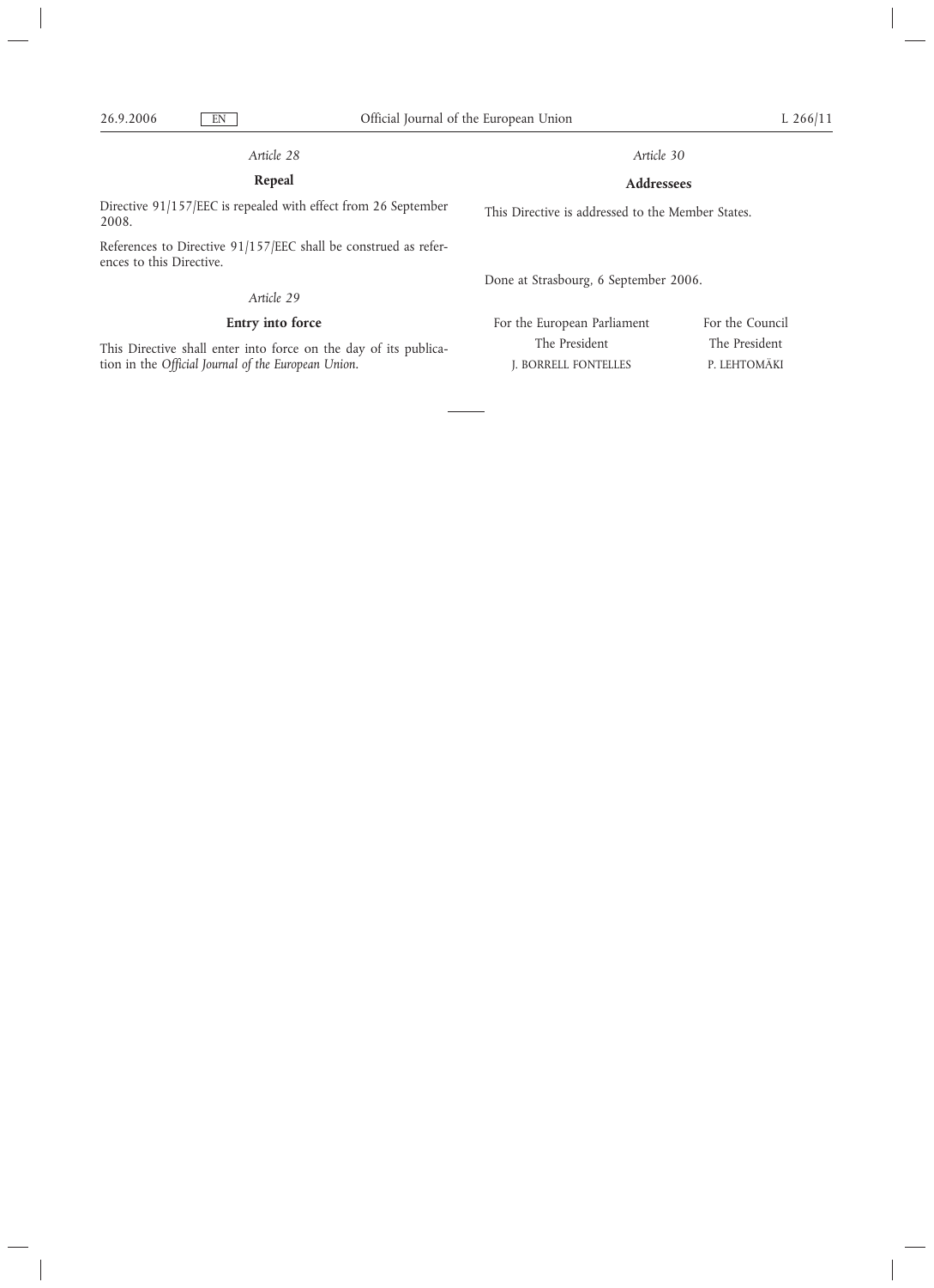*Article 28*

**Repeal**

Directive 91/157/EEC is repealed with effect from 26 September 2008.

References to Directive 91/157/EEC shall be construed as references to this Directive.

*Article 29*

**Entry into force**

This Directive shall enter into force on the day of its publication in the *Official Journal of the European Union*.

*Article 30*

**Addressees**

This Directive is addressed to the Member States.

Done at Strasbourg, 6 September 2006.

| For the European Parliament | For the Council |
| --- | --- |
| The President | The President |
| J. BORRELL FONTELLES | P. LEHTOMÄKI |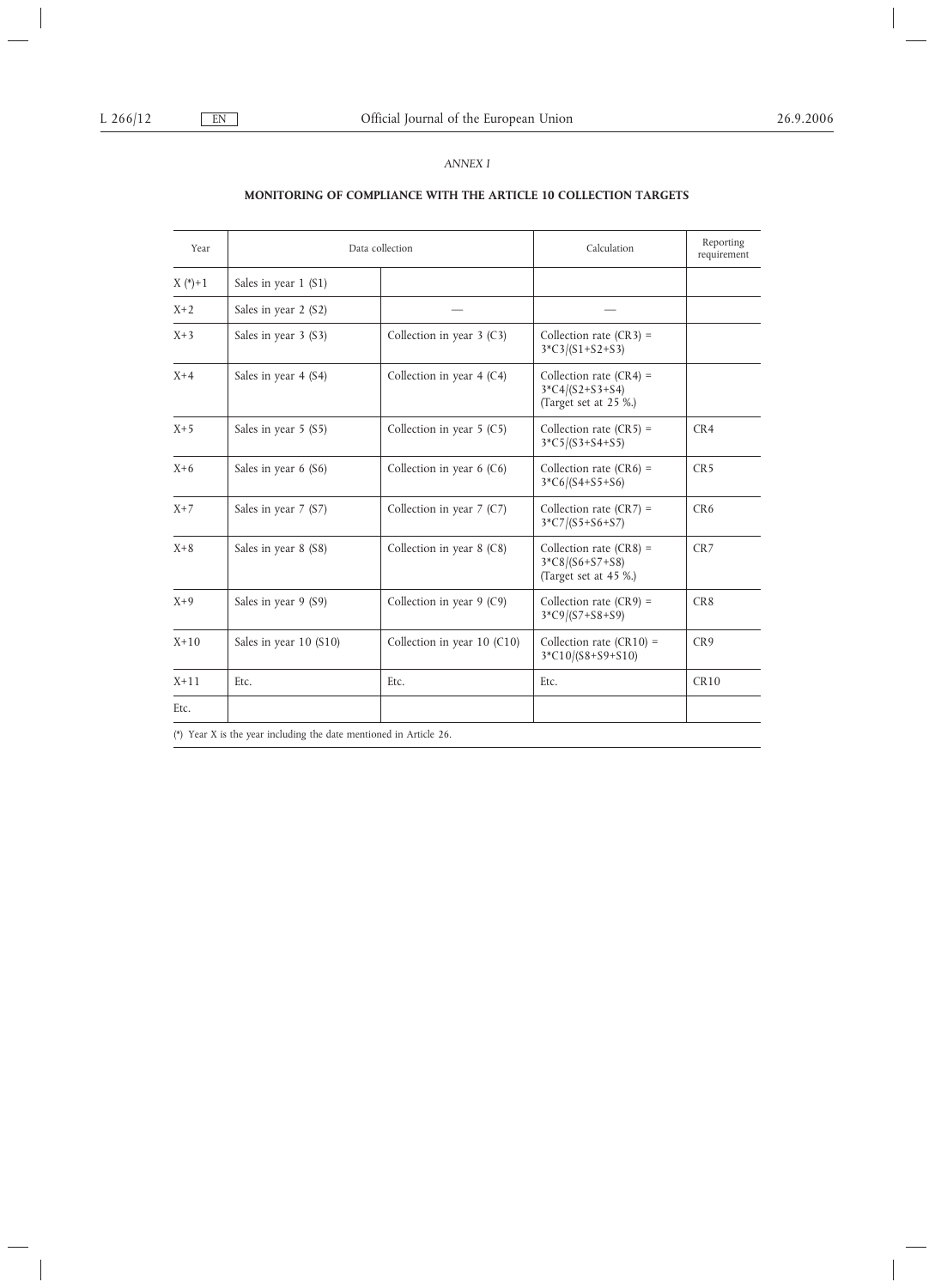*ANNEX I*

**MONITORING OF COMPLIANCE WITH THE ARTICLE 10 COLLECTION TARGETS**

| Year | Data collection | | Calculation | Reporting requirement |
|---|---|---|---|---|
| X (*)+1 | Sales in year 1 (S1) | | | |
| X+2 | Sales in year 2 (S2) | — | — | |
| X+3 | Sales in year 3 (S3) | Collection in year 3 (C3) | Collection rate (CR3) = 3*C3/(S1+S2+S3) | |
| X+4 | Sales in year 4 (S4) | Collection in year 4 (C4) | Collection rate (CR4) = 3*C4/(S2+S3+S4) (Target set at 25 %.) | |
| X+5 | Sales in year 5 (S5) | Collection in year 5 (C5) | Collection rate (CR5) = 3*C5/(S3+S4+S5) | CR4 |
| X+6 | Sales in year 6 (S6) | Collection in year 6 (C6) | Collection rate (CR6) = 3*C6/(S4+S5+S6) | CR5 |
| X+7 | Sales in year 7 (S7) | Collection in year 7 (C7) | Collection rate (CR7) = 3*C7/(S5+S6+S7) | CR6 |
| X+8 | Sales in year 8 (S8) | Collection in year 8 (C8) | Collection rate (CR8) = 3*C8/(S6+S7+S8) (Target set at 45 %.) | CR7 |
| X+9 | Sales in year 9 (S9) | Collection in year 9 (C9) | Collection rate (CR9) = 3*C9/(S7+S8+S9) | CR8 |
| X+10 | Sales in year 10 (S10) | Collection in year 10 (C10) | Collection rate (CR10) = 3*C10/(S8+S9+S10) | CR9 |
| X+11 | Etc. | Etc. | Etc. | CR10 |
| Etc. | | | | |

(*) Year X is the year including the date mentioned in Article 26.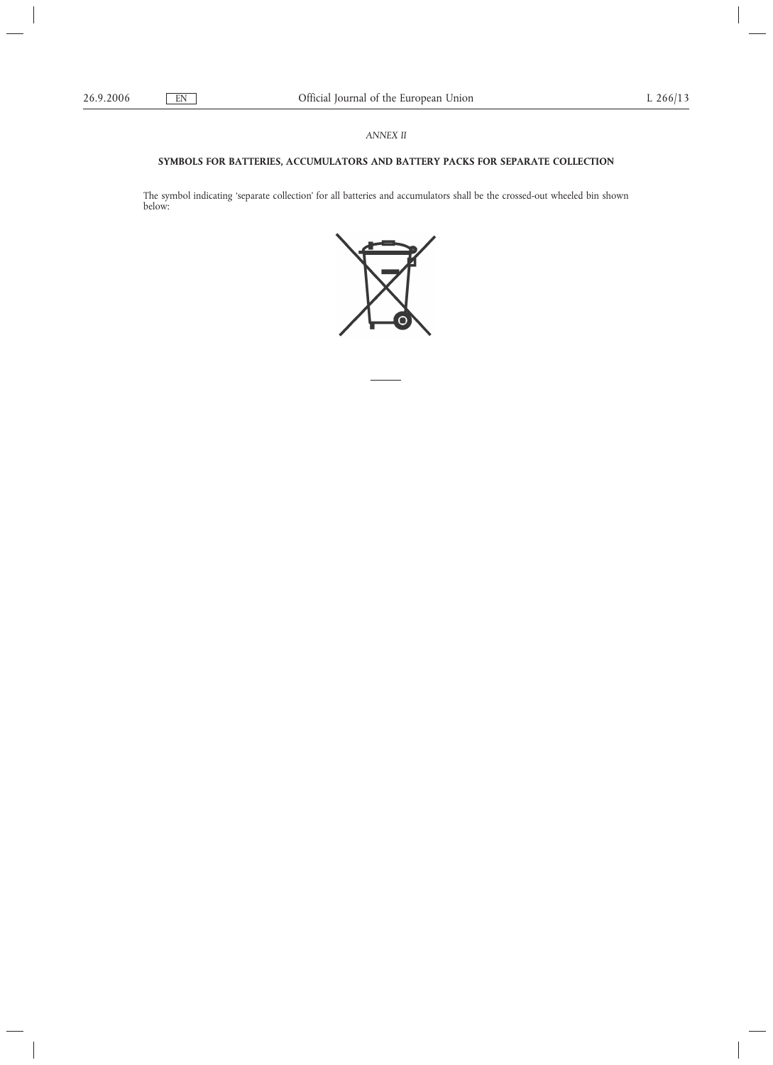*ANNEX II*

**SYMBOLS FOR BATTERIES, ACCUMULATORS AND BATTERY PACKS FOR SEPARATE COLLECTION**

The symbol indicating 'separate collection' for all batteries and accumulators shall be the crossed-out wheeled bin shown below: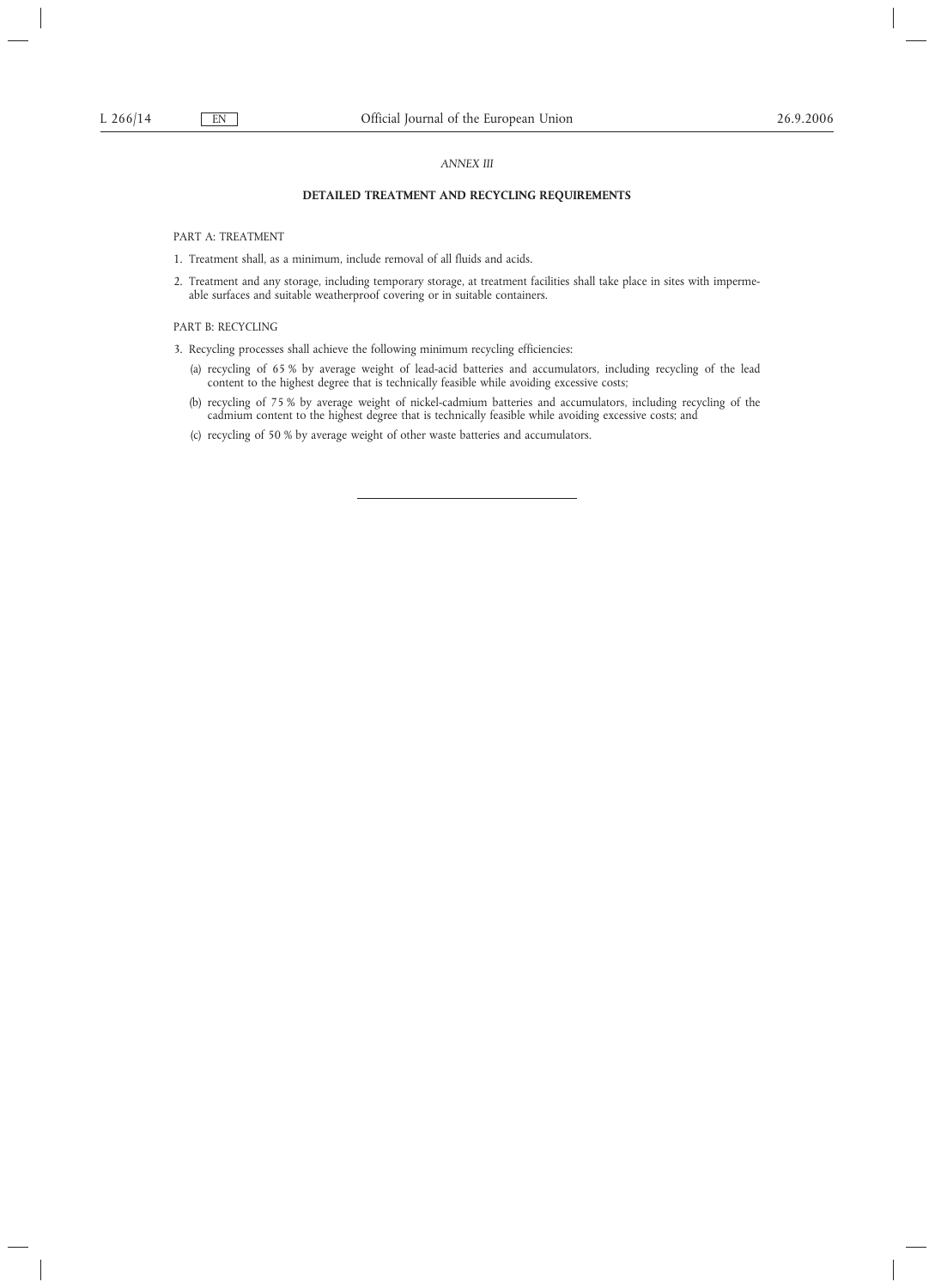*ANNEX III*

## DETAILED TREATMENT AND RECYCLING REQUIREMENTS

PART A: TREATMENT

1. Treatment shall, as a minimum, include removal of all fluids and acids.
2. Treatment and any storage, including temporary storage, at treatment facilities shall take place in sites with impermeable surfaces and suitable weatherproof covering or in suitable containers.

PART B: RECYCLING

3. Recycling processes shall achieve the following minimum recycling efficiencies:

   (a) recycling of 65 % by average weight of lead-acid batteries and accumulators, including recycling of the lead content to the highest degree that is technically feasible while avoiding excessive costs;

   (b) recycling of 75 % by average weight of nickel-cadmium batteries and accumulators, including recycling of the cadmium content to the highest degree that is technically feasible while avoiding excessive costs; and

   (c) recycling of 50 % by average weight of other waste batteries and accumulators.